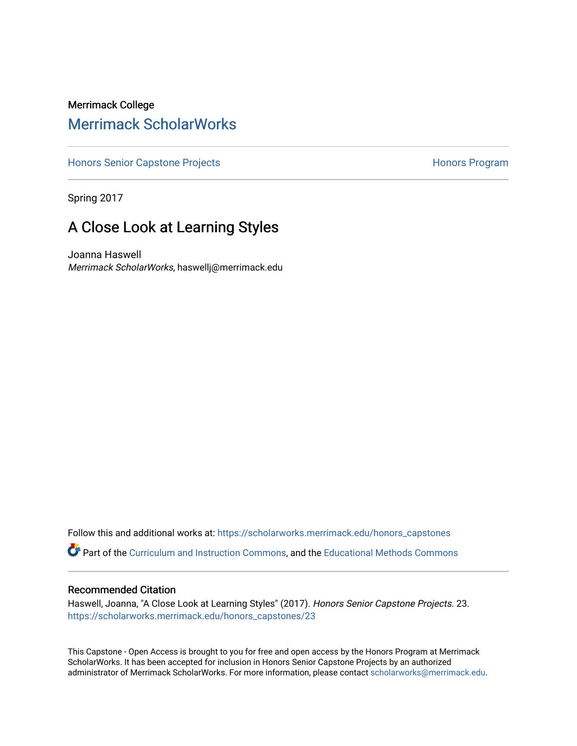Merrimack College

# Merrimack ScholarWorks

Honors Senior Capstone Projects

Honors Program

Spring 2017

## A Close Look at Learning Styles

Joanna Haswell

*Merrimack ScholarWorks*, haswellj@merrimack.edu

Follow this and additional works at: https://scholarworks.merrimack.edu/honors_capstones

Part of the Curriculum and Instruction Commons, and the Educational Methods Commons

### Recommended Citation

Haswell, Joanna, "A Close Look at Learning Styles" (2017). *Honors Senior Capstone Projects*. 23.
https://scholarworks.merrimack.edu/honors_capstones/23

This Capstone - Open Access is brought to you for free and open access by the Honors Program at Merrimack ScholarWorks. It has been accepted for inclusion in Honors Senior Capstone Projects by an authorized administrator of Merrimack ScholarWorks. For more information, please contact scholarworks@merrimack.edu.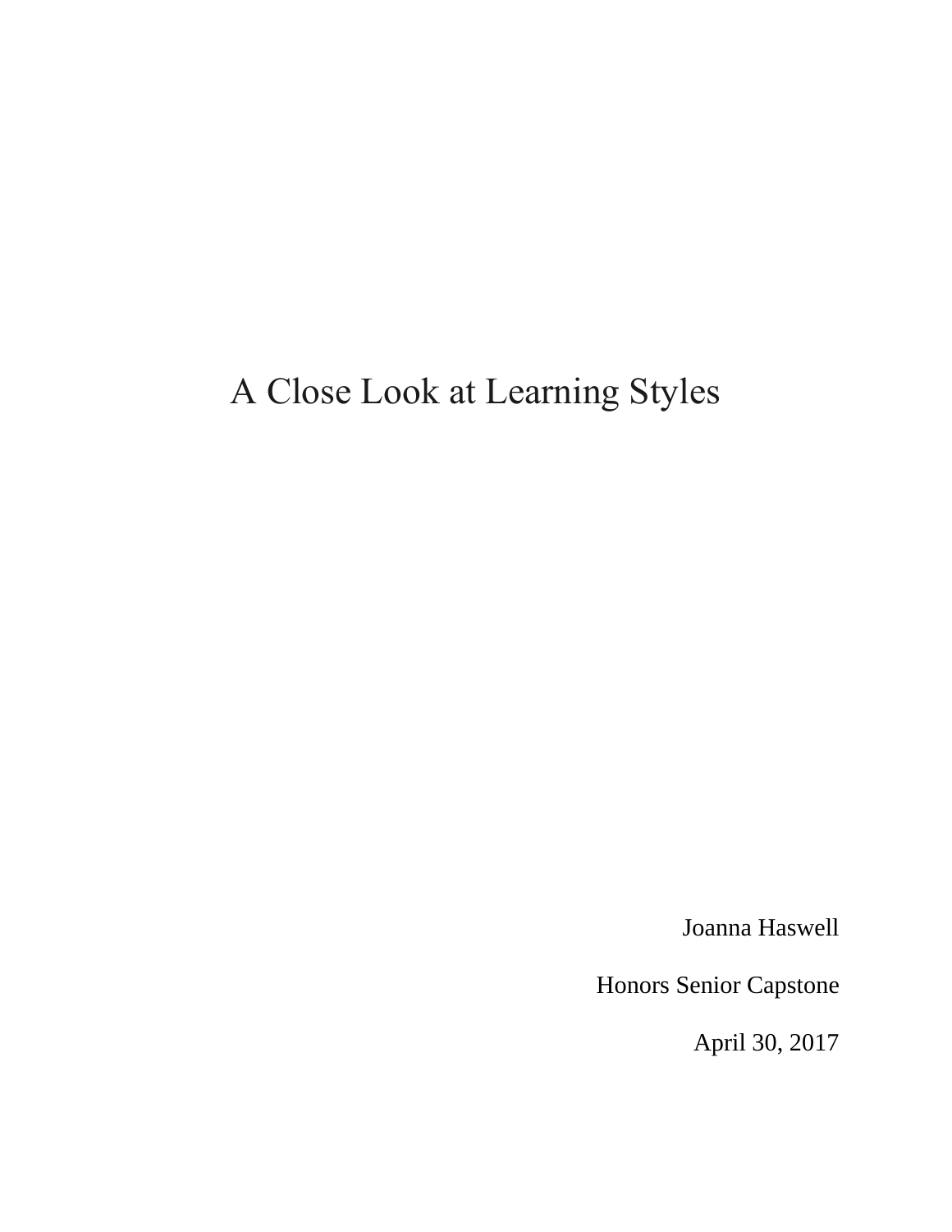# A Close Look at Learning Styles

Joanna Haswell

Honors Senior Capstone

April 30, 2017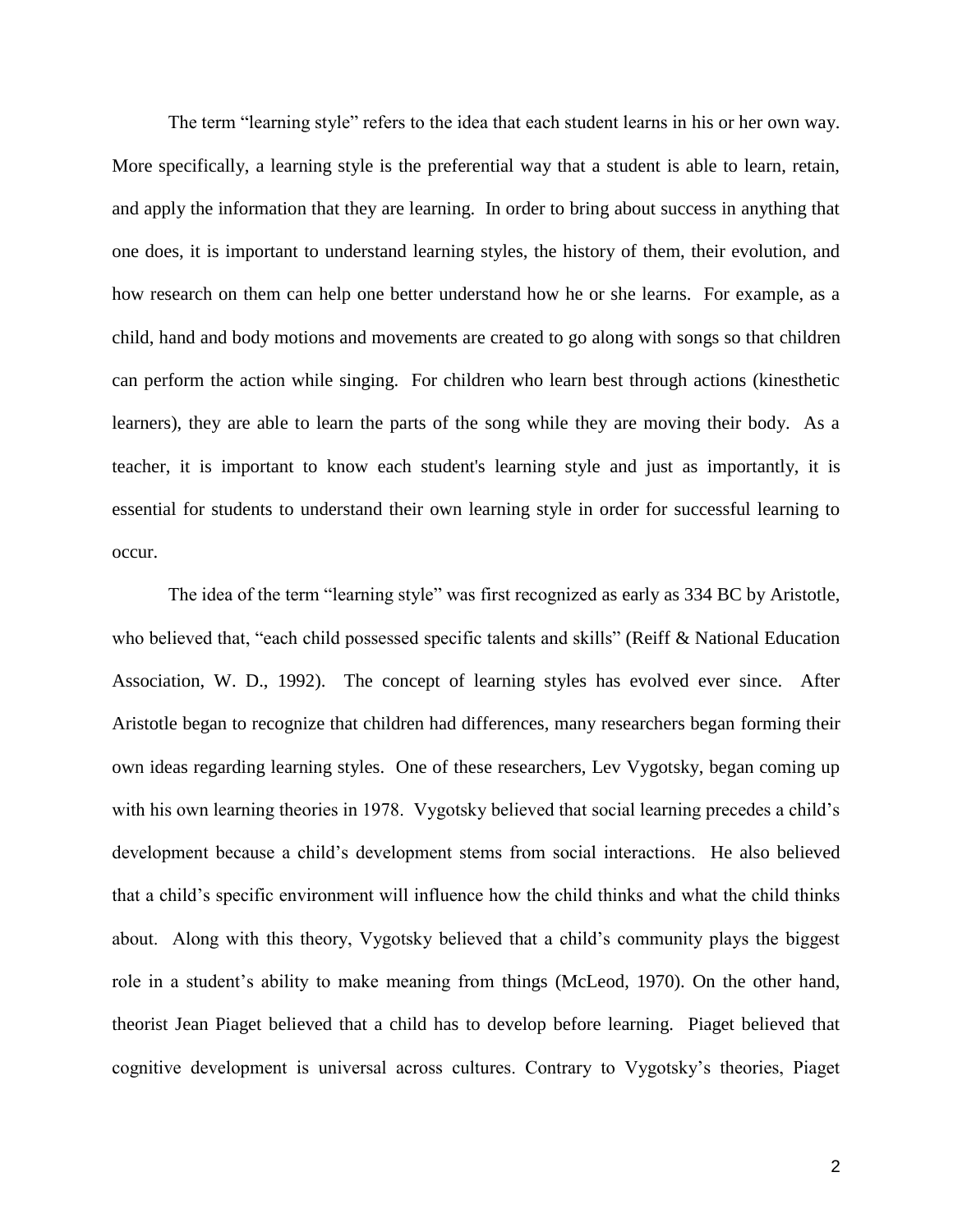The term "learning style" refers to the idea that each student learns in his or her own way. More specifically, a learning style is the preferential way that a student is able to learn, retain, and apply the information that they are learning. In order to bring about success in anything that one does, it is important to understand learning styles, the history of them, their evolution, and how research on them can help one better understand how he or she learns. For example, as a child, hand and body motions and movements are created to go along with songs so that children can perform the action while singing. For children who learn best through actions (kinesthetic learners), they are able to learn the parts of the song while they are moving their body. As a teacher, it is important to know each student's learning style and just as importantly, it is essential for students to understand their own learning style in order for successful learning to occur.

The idea of the term "learning style" was first recognized as early as 334 BC by Aristotle, who believed that, "each child possessed specific talents and skills" (Reiff & National Education Association, W. D., 1992). The concept of learning styles has evolved ever since. After Aristotle began to recognize that children had differences, many researchers began forming their own ideas regarding learning styles. One of these researchers, Lev Vygotsky, began coming up with his own learning theories in 1978. Vygotsky believed that social learning precedes a child's development because a child's development stems from social interactions. He also believed that a child's specific environment will influence how the child thinks and what the child thinks about. Along with this theory, Vygotsky believed that a child's community plays the biggest role in a student's ability to make meaning from things (McLeod, 1970). On the other hand, theorist Jean Piaget believed that a child has to develop before learning. Piaget believed that cognitive development is universal across cultures. Contrary to Vygotsky's theories, Piaget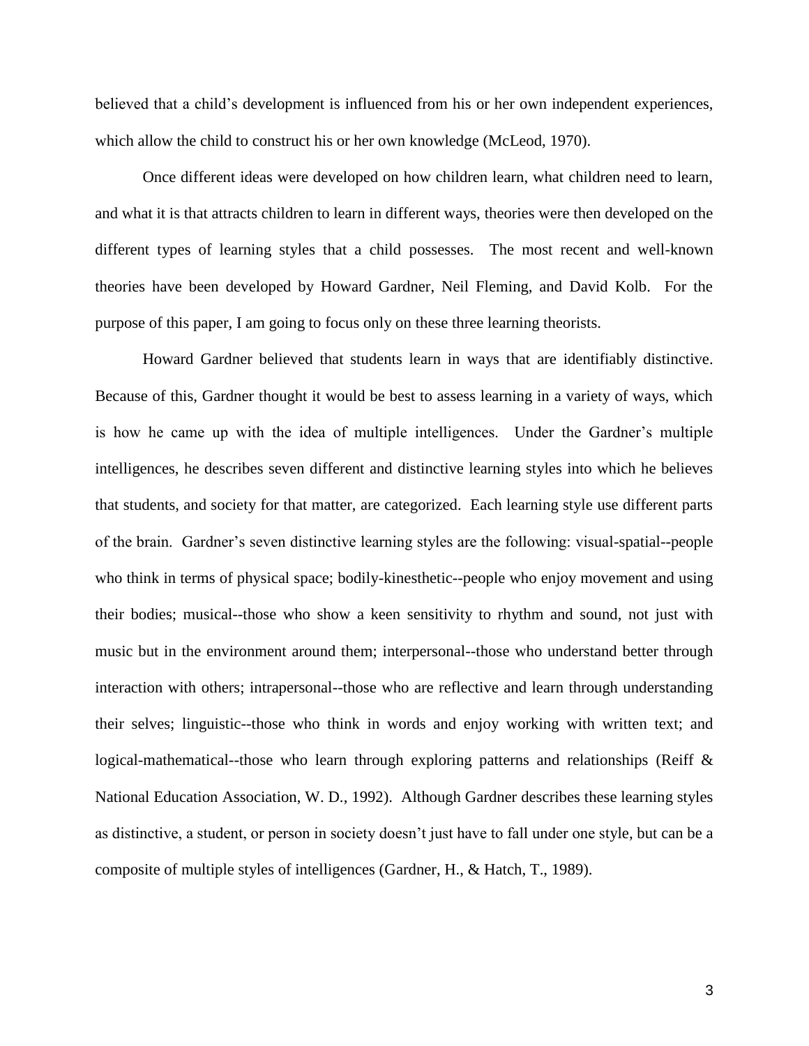believed that a child's development is influenced from his or her own independent experiences, which allow the child to construct his or her own knowledge (McLeod, 1970).

Once different ideas were developed on how children learn, what children need to learn, and what it is that attracts children to learn in different ways, theories were then developed on the different types of learning styles that a child possesses. The most recent and well-known theories have been developed by Howard Gardner, Neil Fleming, and David Kolb. For the purpose of this paper, I am going to focus only on these three learning theorists.

Howard Gardner believed that students learn in ways that are identifiably distinctive. Because of this, Gardner thought it would be best to assess learning in a variety of ways, which is how he came up with the idea of multiple intelligences. Under the Gardner's multiple intelligences, he describes seven different and distinctive learning styles into which he believes that students, and society for that matter, are categorized. Each learning style use different parts of the brain. Gardner's seven distinctive learning styles are the following: visual-spatial--people who think in terms of physical space; bodily-kinesthetic--people who enjoy movement and using their bodies; musical--those who show a keen sensitivity to rhythm and sound, not just with music but in the environment around them; interpersonal--those who understand better through interaction with others; intrapersonal--those who are reflective and learn through understanding their selves; linguistic--those who think in words and enjoy working with written text; and logical-mathematical--those who learn through exploring patterns and relationships (Reiff & National Education Association, W. D., 1992). Although Gardner describes these learning styles as distinctive, a student, or person in society doesn't just have to fall under one style, but can be a composite of multiple styles of intelligences (Gardner, H., & Hatch, T., 1989).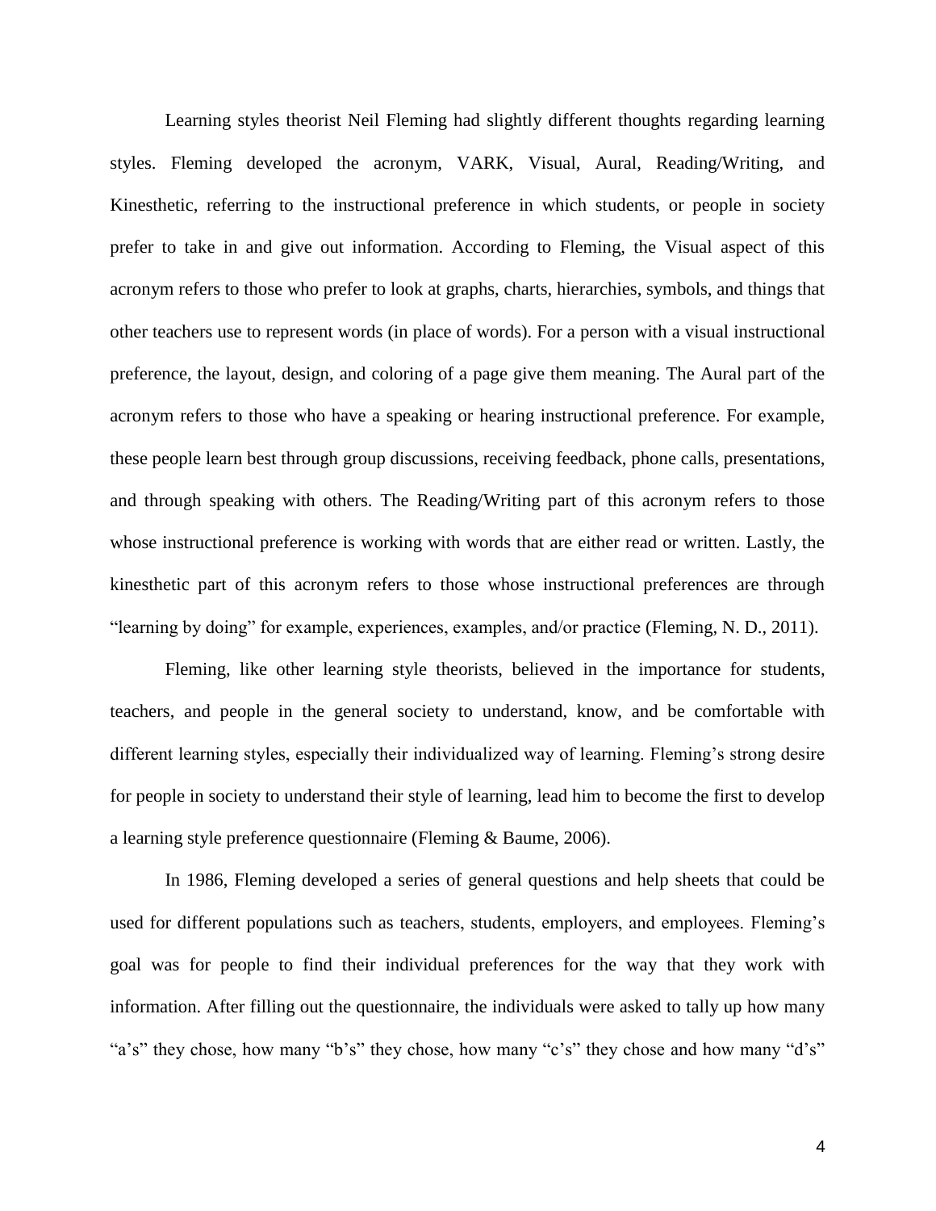Learning styles theorist Neil Fleming had slightly different thoughts regarding learning styles. Fleming developed the acronym, VARK, Visual, Aural, Reading/Writing, and Kinesthetic, referring to the instructional preference in which students, or people in society prefer to take in and give out information. According to Fleming, the Visual aspect of this acronym refers to those who prefer to look at graphs, charts, hierarchies, symbols, and things that other teachers use to represent words (in place of words). For a person with a visual instructional preference, the layout, design, and coloring of a page give them meaning. The Aural part of the acronym refers to those who have a speaking or hearing instructional preference. For example, these people learn best through group discussions, receiving feedback, phone calls, presentations, and through speaking with others. The Reading/Writing part of this acronym refers to those whose instructional preference is working with words that are either read or written. Lastly, the kinesthetic part of this acronym refers to those whose instructional preferences are through "learning by doing" for example, experiences, examples, and/or practice (Fleming, N. D., 2011).

Fleming, like other learning style theorists, believed in the importance for students, teachers, and people in the general society to understand, know, and be comfortable with different learning styles, especially their individualized way of learning. Fleming's strong desire for people in society to understand their style of learning, lead him to become the first to develop a learning style preference questionnaire (Fleming & Baume, 2006).

In 1986, Fleming developed a series of general questions and help sheets that could be used for different populations such as teachers, students, employers, and employees. Fleming's goal was for people to find their individual preferences for the way that they work with information. After filling out the questionnaire, the individuals were asked to tally up how many "a's" they chose, how many "b's" they chose, how many "c's" they chose and how many "d's"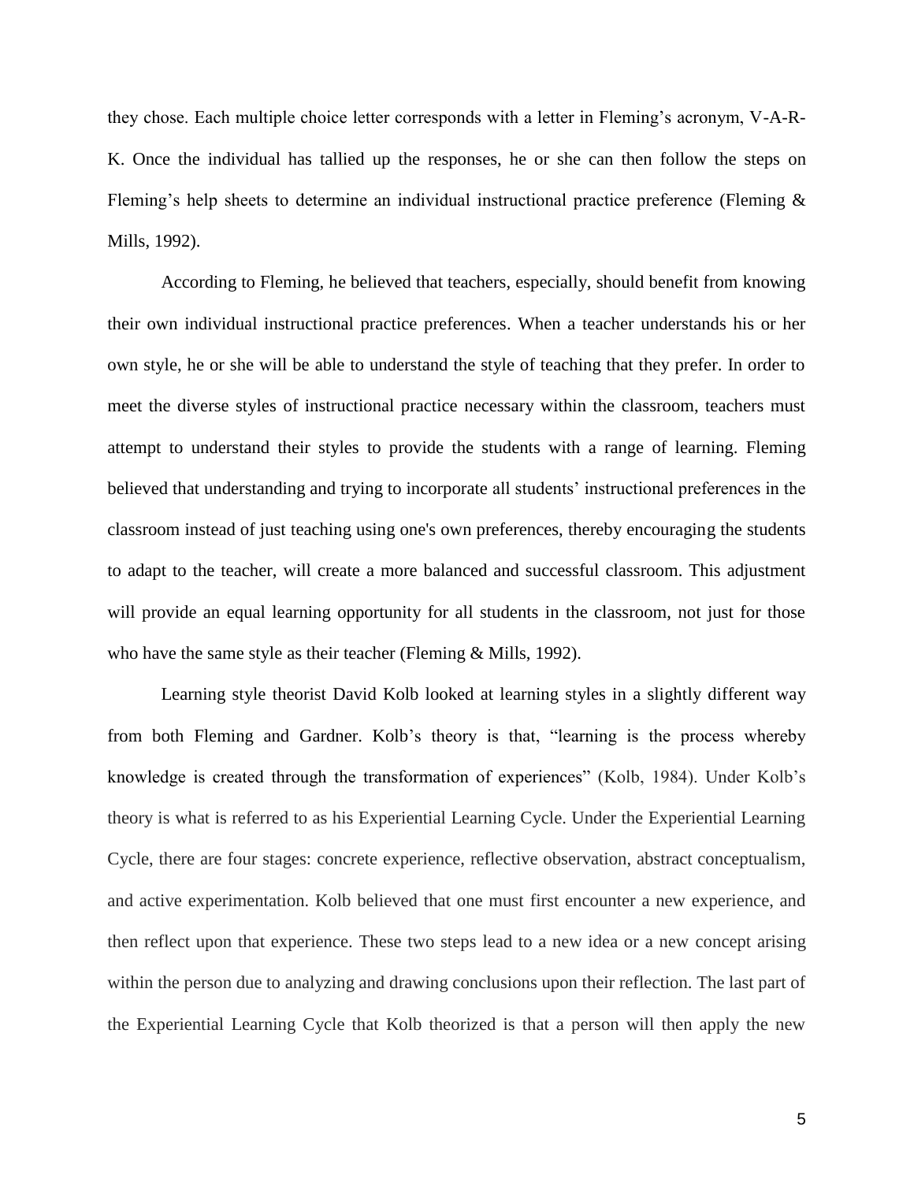they chose. Each multiple choice letter corresponds with a letter in Fleming's acronym, V-A-R-K. Once the individual has tallied up the responses, he or she can then follow the steps on Fleming's help sheets to determine an individual instructional practice preference (Fleming & Mills, 1992).

According to Fleming, he believed that teachers, especially, should benefit from knowing their own individual instructional practice preferences. When a teacher understands his or her own style, he or she will be able to understand the style of teaching that they prefer. In order to meet the diverse styles of instructional practice necessary within the classroom, teachers must attempt to understand their styles to provide the students with a range of learning. Fleming believed that understanding and trying to incorporate all students' instructional preferences in the classroom instead of just teaching using one's own preferences, thereby encouraging the students to adapt to the teacher, will create a more balanced and successful classroom. This adjustment will provide an equal learning opportunity for all students in the classroom, not just for those who have the same style as their teacher (Fleming & Mills, 1992).

Learning style theorist David Kolb looked at learning styles in a slightly different way from both Fleming and Gardner. Kolb's theory is that, "learning is the process whereby knowledge is created through the transformation of experiences" (Kolb, 1984). Under Kolb's theory is what is referred to as his Experiential Learning Cycle. Under the Experiential Learning Cycle, there are four stages: concrete experience, reflective observation, abstract conceptualism, and active experimentation. Kolb believed that one must first encounter a new experience, and then reflect upon that experience. These two steps lead to a new idea or a new concept arising within the person due to analyzing and drawing conclusions upon their reflection. The last part of the Experiential Learning Cycle that Kolb theorized is that a person will then apply the new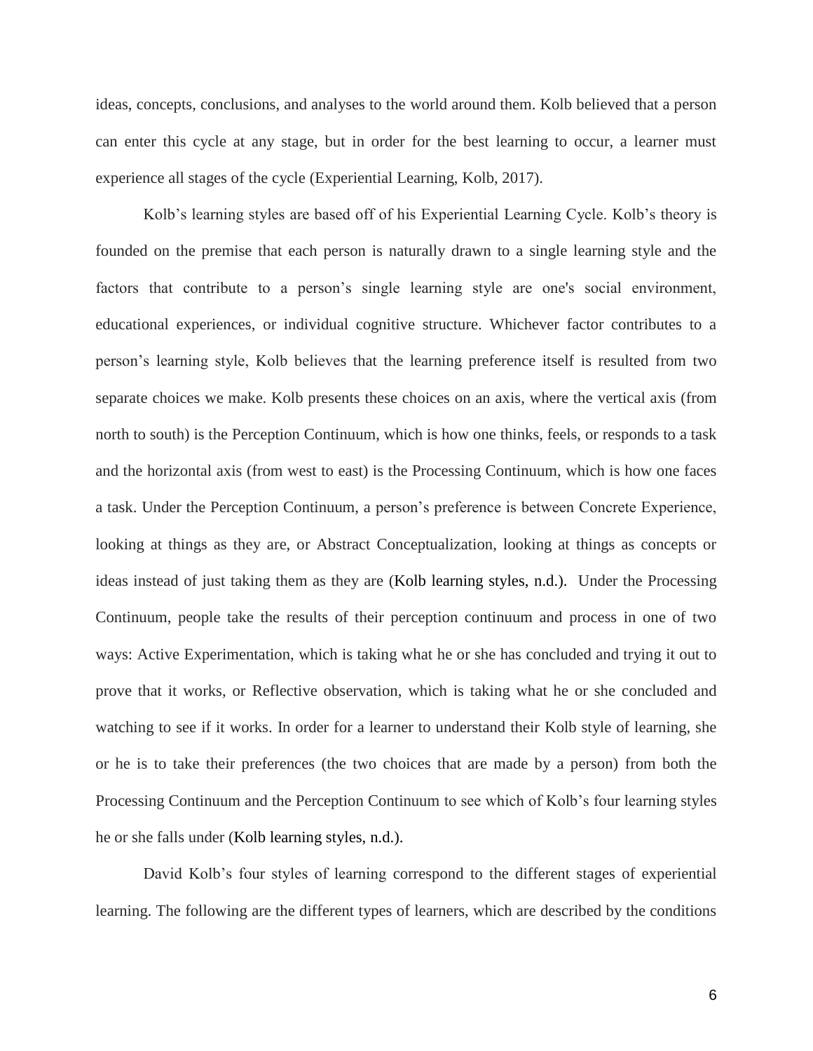ideas, concepts, conclusions, and analyses to the world around them. Kolb believed that a person can enter this cycle at any stage, but in order for the best learning to occur, a learner must experience all stages of the cycle (Experiential Learning, Kolb, 2017).

Kolb's learning styles are based off of his Experiential Learning Cycle. Kolb's theory is founded on the premise that each person is naturally drawn to a single learning style and the factors that contribute to a person's single learning style are one's social environment, educational experiences, or individual cognitive structure. Whichever factor contributes to a person's learning style, Kolb believes that the learning preference itself is resulted from two separate choices we make. Kolb presents these choices on an axis, where the vertical axis (from north to south) is the Perception Continuum, which is how one thinks, feels, or responds to a task and the horizontal axis (from west to east) is the Processing Continuum, which is how one faces a task. Under the Perception Continuum, a person's preference is between Concrete Experience, looking at things as they are, or Abstract Conceptualization, looking at things as concepts or ideas instead of just taking them as they are (Kolb learning styles, n.d.). Under the Processing Continuum, people take the results of their perception continuum and process in one of two ways: Active Experimentation, which is taking what he or she has concluded and trying it out to prove that it works, or Reflective observation, which is taking what he or she concluded and watching to see if it works. In order for a learner to understand their Kolb style of learning, she or he is to take their preferences (the two choices that are made by a person) from both the Processing Continuum and the Perception Continuum to see which of Kolb's four learning styles he or she falls under (Kolb learning styles, n.d.).

David Kolb's four styles of learning correspond to the different stages of experiential learning. The following are the different types of learners, which are described by the conditions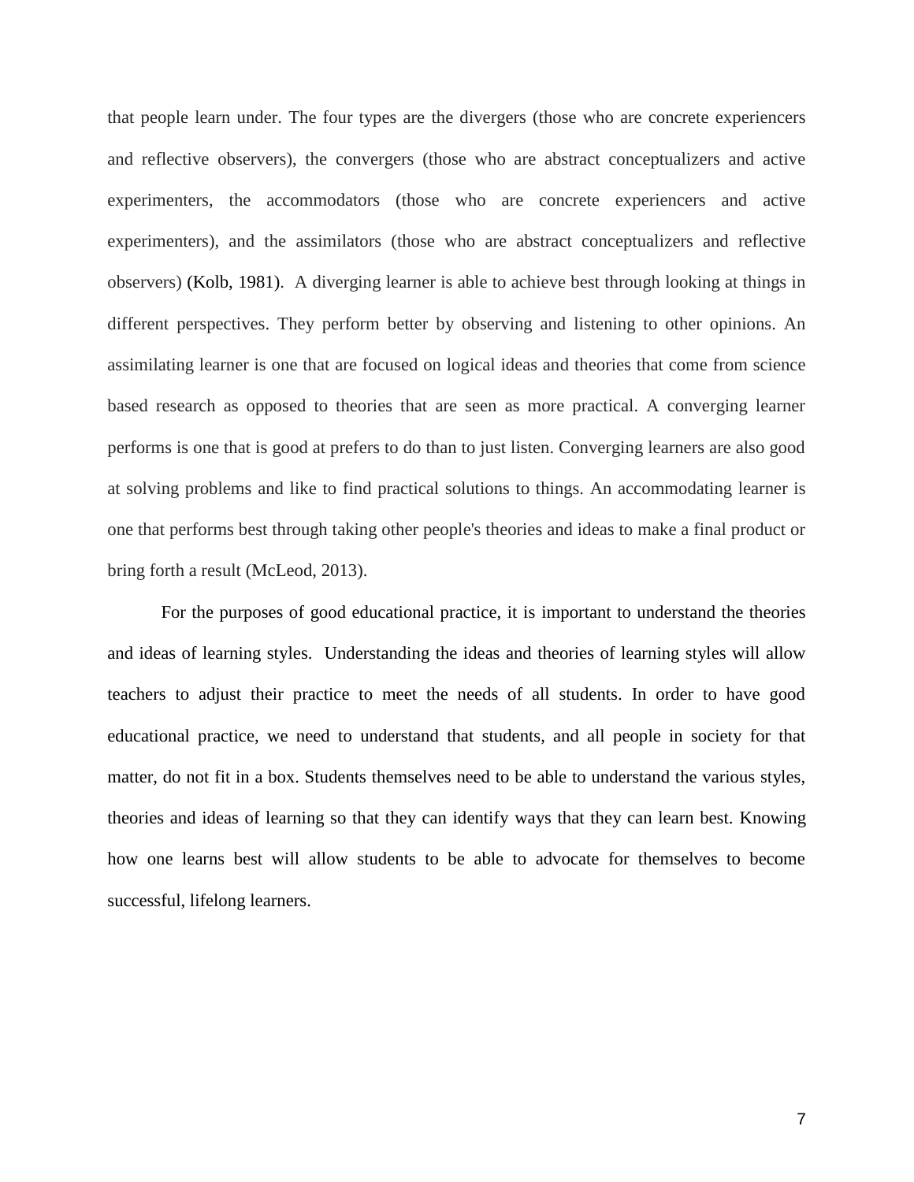that people learn under. The four types are the divergers (those who are concrete experiencers and reflective observers), the convergers (those who are abstract conceptualizers and active experimenters, the accommodators (those who are concrete experiencers and active experimenters), and the assimilators (those who are abstract conceptualizers and reflective observers) (Kolb, 1981). A diverging learner is able to achieve best through looking at things in different perspectives. They perform better by observing and listening to other opinions. An assimilating learner is one that are focused on logical ideas and theories that come from science based research as opposed to theories that are seen as more practical. A converging learner performs is one that is good at prefers to do than to just listen. Converging learners are also good at solving problems and like to find practical solutions to things. An accommodating learner is one that performs best through taking other people's theories and ideas to make a final product or bring forth a result (McLeod, 2013).

For the purposes of good educational practice, it is important to understand the theories and ideas of learning styles. Understanding the ideas and theories of learning styles will allow teachers to adjust their practice to meet the needs of all students. In order to have good educational practice, we need to understand that students, and all people in society for that matter, do not fit in a box. Students themselves need to be able to understand the various styles, theories and ideas of learning so that they can identify ways that they can learn best. Knowing how one learns best will allow students to be able to advocate for themselves to become successful, lifelong learners.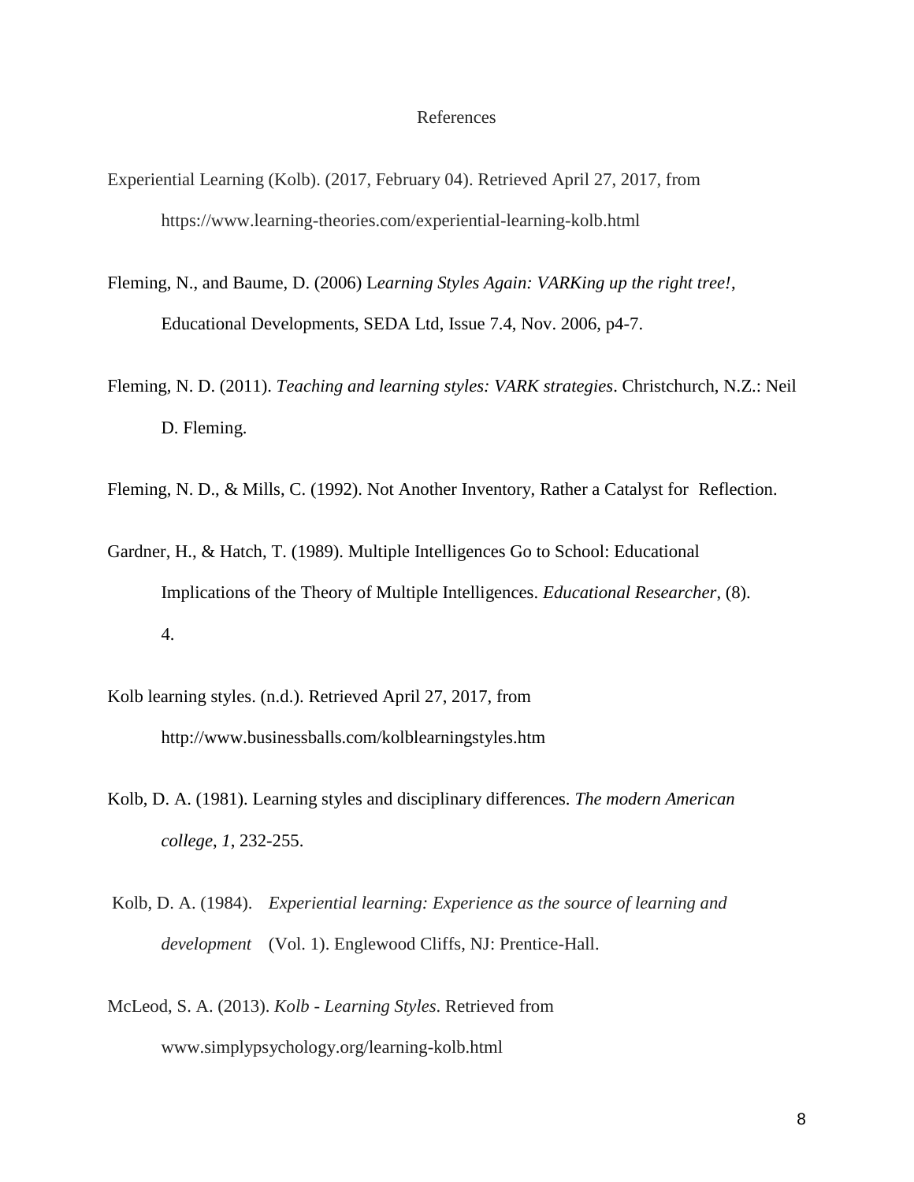# References

Experiential Learning (Kolb). (2017, February 04). Retrieved April 27, 2017, from https://www.learning-theories.com/experiential-learning-kolb.html

Fleming, N., and Baume, D. (2006) L*earning Styles Again: VARKing up the right tree!*, Educational Developments, SEDA Ltd, Issue 7.4, Nov. 2006, p4-7.

Fleming, N. D. (2011). *Teaching and learning styles: VARK strategies*. Christchurch, N.Z.: Neil D. Fleming.

Fleming, N. D., & Mills, C. (1992). Not Another Inventory, Rather a Catalyst for Reflection.

Gardner, H., & Hatch, T. (1989). Multiple Intelligences Go to School: Educational Implications of the Theory of Multiple Intelligences. *Educational Researcher*, (8). 4.

Kolb learning styles. (n.d.). Retrieved April 27, 2017, from http://www.businessballs.com/kolblearningstyles.htm

Kolb, D. A. (1981). Learning styles and disciplinary differences. *The modern American college*, *1*, 232-255.

Kolb, D. A. (1984). *Experiential learning: Experience as the source of learning and development* (Vol. 1). Englewood Cliffs, NJ: Prentice-Hall.

McLeod, S. A. (2013). *Kolb - Learning Styles*. Retrieved from www.simplypsychology.org/learning-kolb.html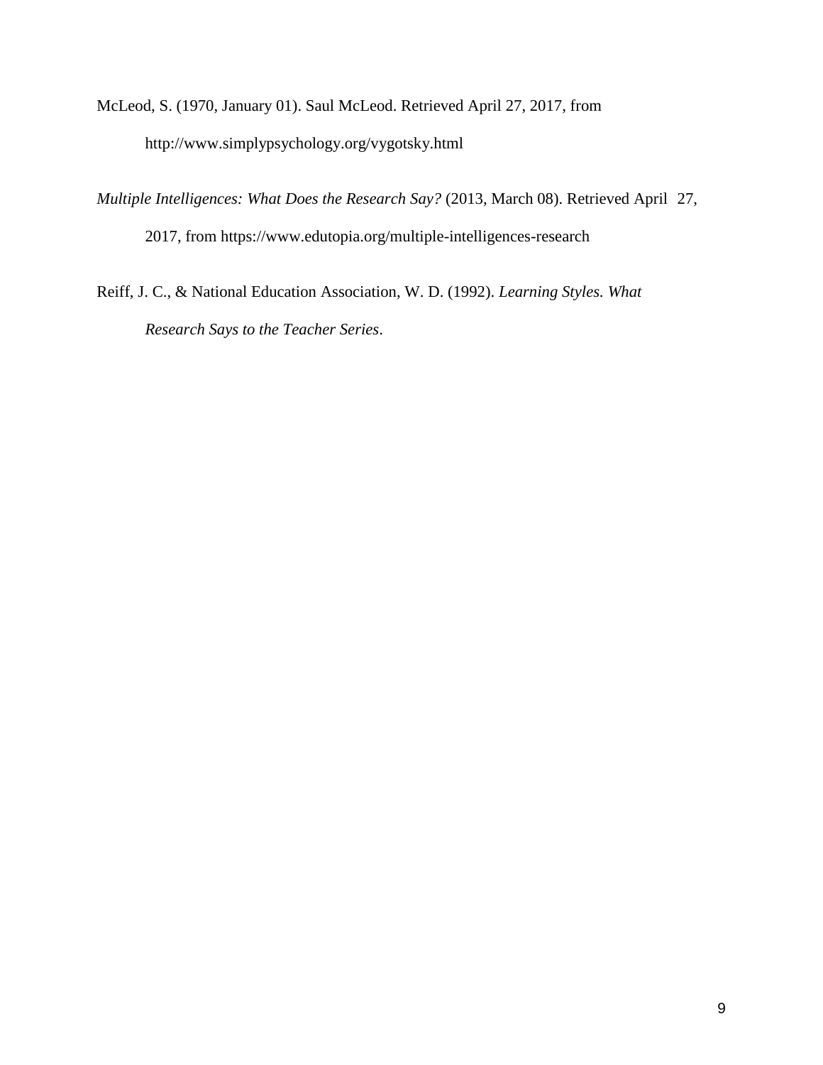McLeod, S. (1970, January 01). Saul McLeod. Retrieved April 27, 2017, from http://www.simplypsychology.org/vygotsky.html

*Multiple Intelligences: What Does the Research Say?* (2013, March 08). Retrieved April 27, 2017, from https://www.edutopia.org/multiple-intelligences-research

Reiff, J. C., & National Education Association, W. D. (1992). *Learning Styles. What Research Says to the Teacher Series*.